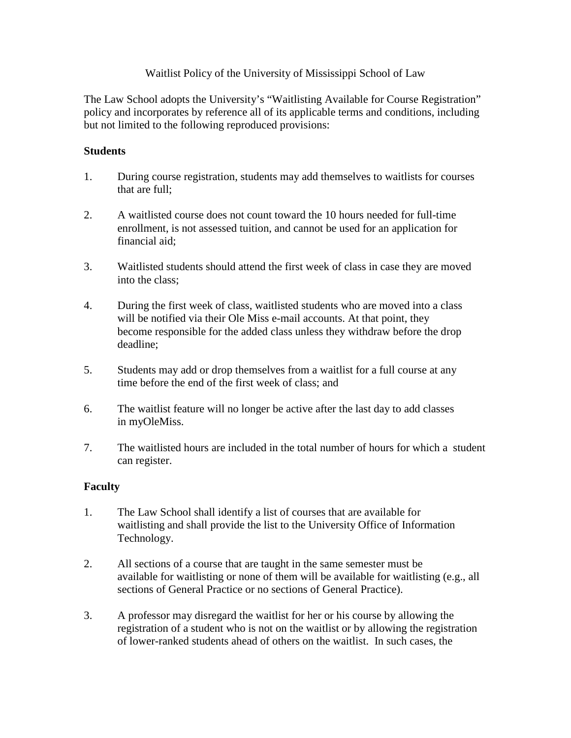# Waitlist Policy of the University of Mississippi School of Law

The Law School adopts the University's "Waitlisting Available for Course Registration" policy and incorporates by reference all of its applicable terms and conditions, including but not limited to the following reproduced provisions:

**Students**

1. During course registration, students may add themselves to waitlists for courses that are full;

2. A waitlisted course does not count toward the 10 hours needed for full-time enrollment, is not assessed tuition, and cannot be used for an application for financial aid;

3. Waitlisted students should attend the first week of class in case they are moved into the class;

4. During the first week of class, waitlisted students who are moved into a class will be notified via their Ole Miss e-mail accounts. At that point, they become responsible for the added class unless they withdraw before the drop deadline;

5. Students may add or drop themselves from a waitlist for a full course at any time before the end of the first week of class; and

6. The waitlist feature will no longer be active after the last day to add classes in myOleMiss.

7. The waitlisted hours are included in the total number of hours for which a student can register.

**Faculty**

1. The Law School shall identify a list of courses that are available for waitlisting and shall provide the list to the University Office of Information Technology.

2. All sections of a course that are taught in the same semester must be available for waitlisting or none of them will be available for waitlisting (e.g., all sections of General Practice or no sections of General Practice).

3. A professor may disregard the waitlist for her or his course by allowing the registration of a student who is not on the waitlist or by allowing the registration of lower-ranked students ahead of others on the waitlist. In such cases, the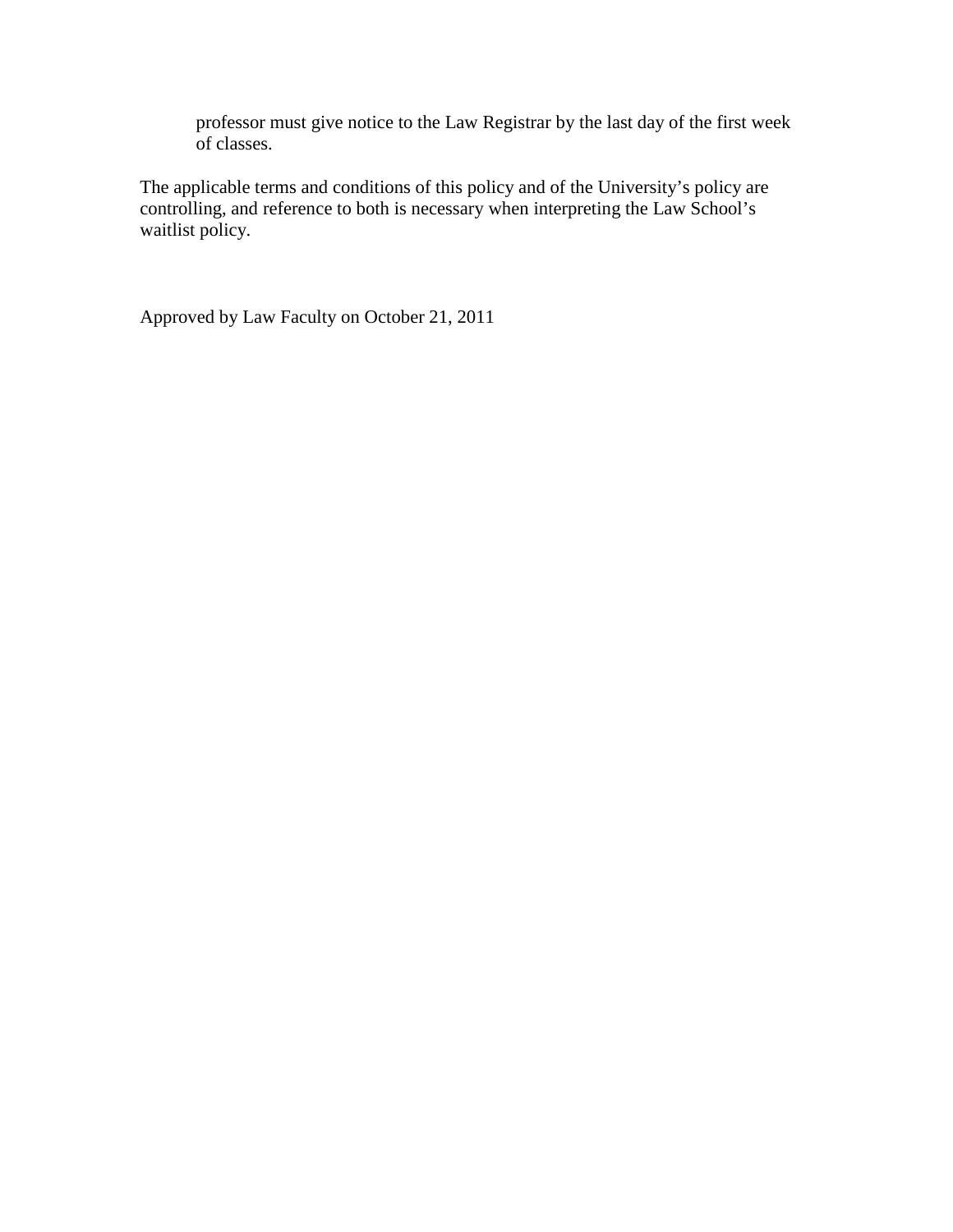professor must give notice to the Law Registrar by the last day of the first week of classes.

The applicable terms and conditions of this policy and of the University's policy are controlling, and reference to both is necessary when interpreting the Law School's waitlist policy.

Approved by Law Faculty on October 21, 2011